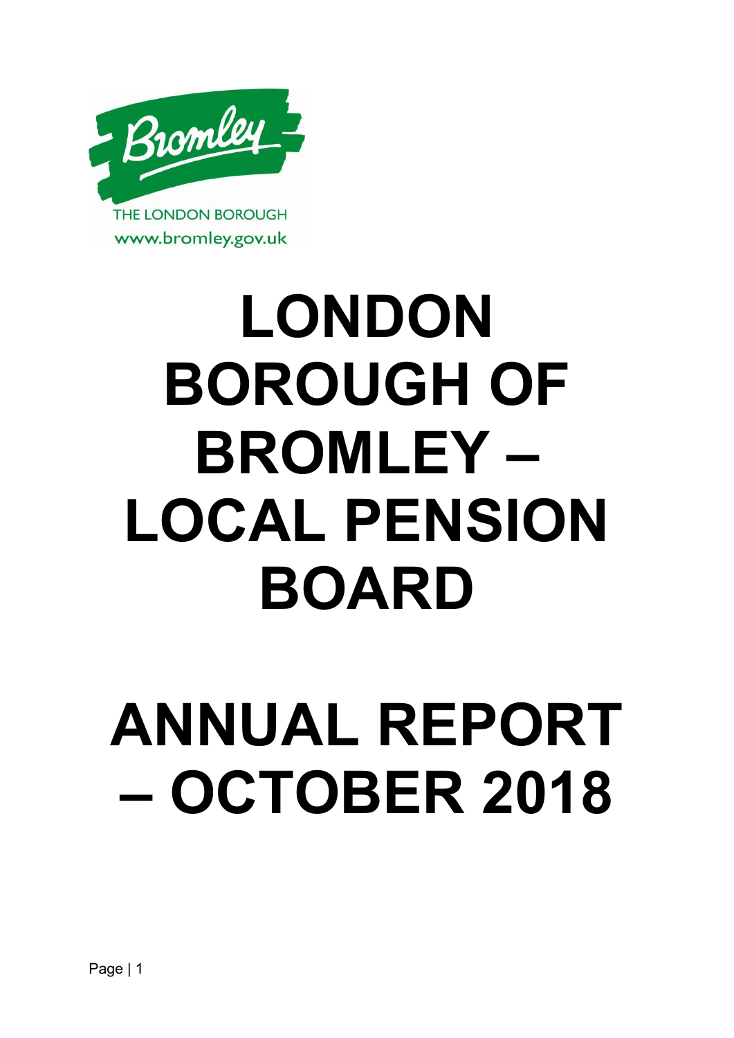THE LONDON BOROUGH
www.bromley.gov.uk

# LONDON BOROUGH OF BROMLEY – LOCAL PENSION BOARD

# ANNUAL REPORT – OCTOBER 2018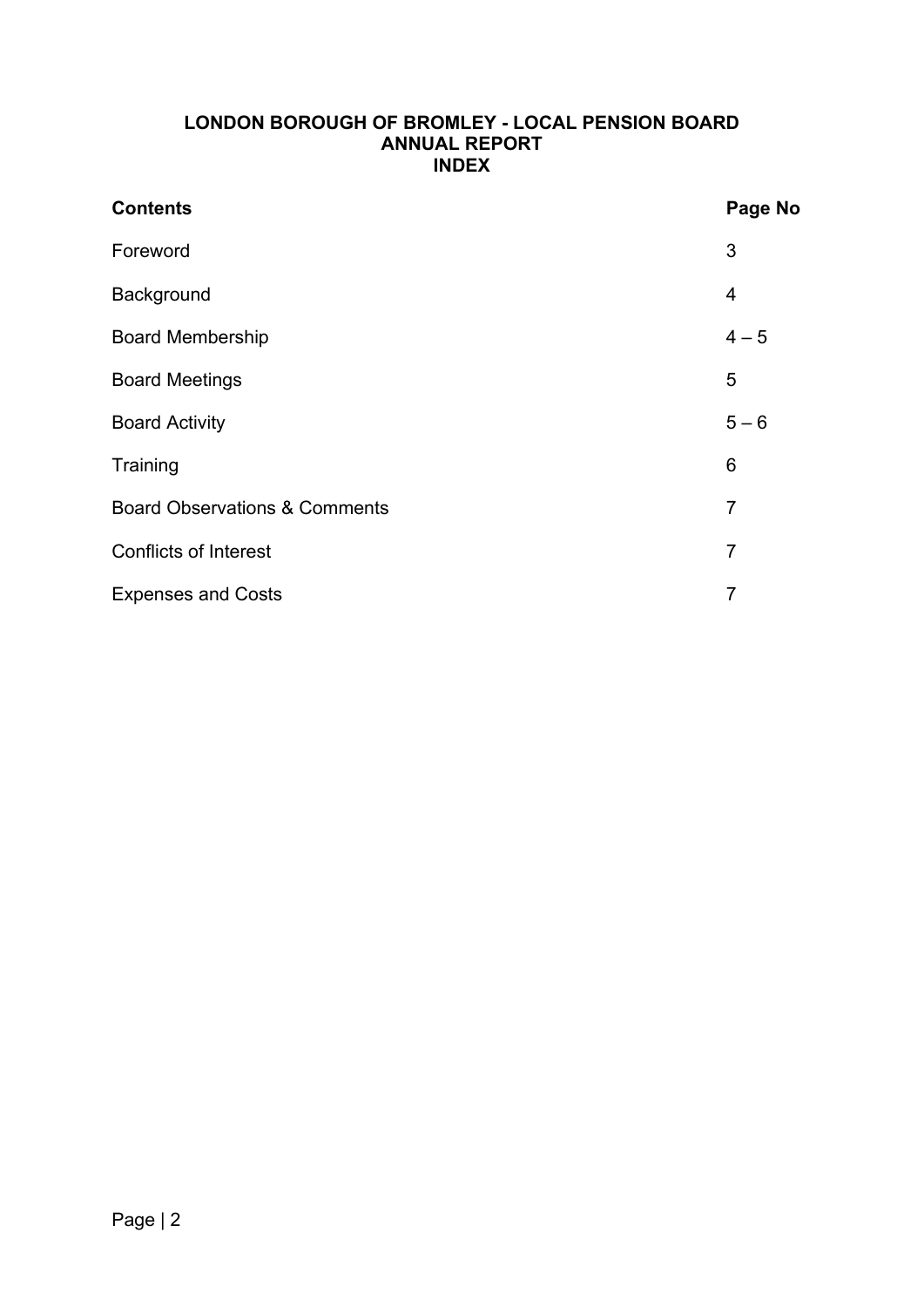# LONDON BOROUGH OF BROMLEY - LOCAL PENSION BOARD
## ANNUAL REPORT
## INDEX

| Contents | Page No |
| --- | --- |
| Foreword | 3 |
| Background | 4 |
| Board Membership | 4 – 5 |
| Board Meetings | 5 |
| Board Activity | 5 – 6 |
| Training | 6 |
| Board Observations & Comments | 7 |
| Conflicts of Interest | 7 |
| Expenses and Costs | 7 |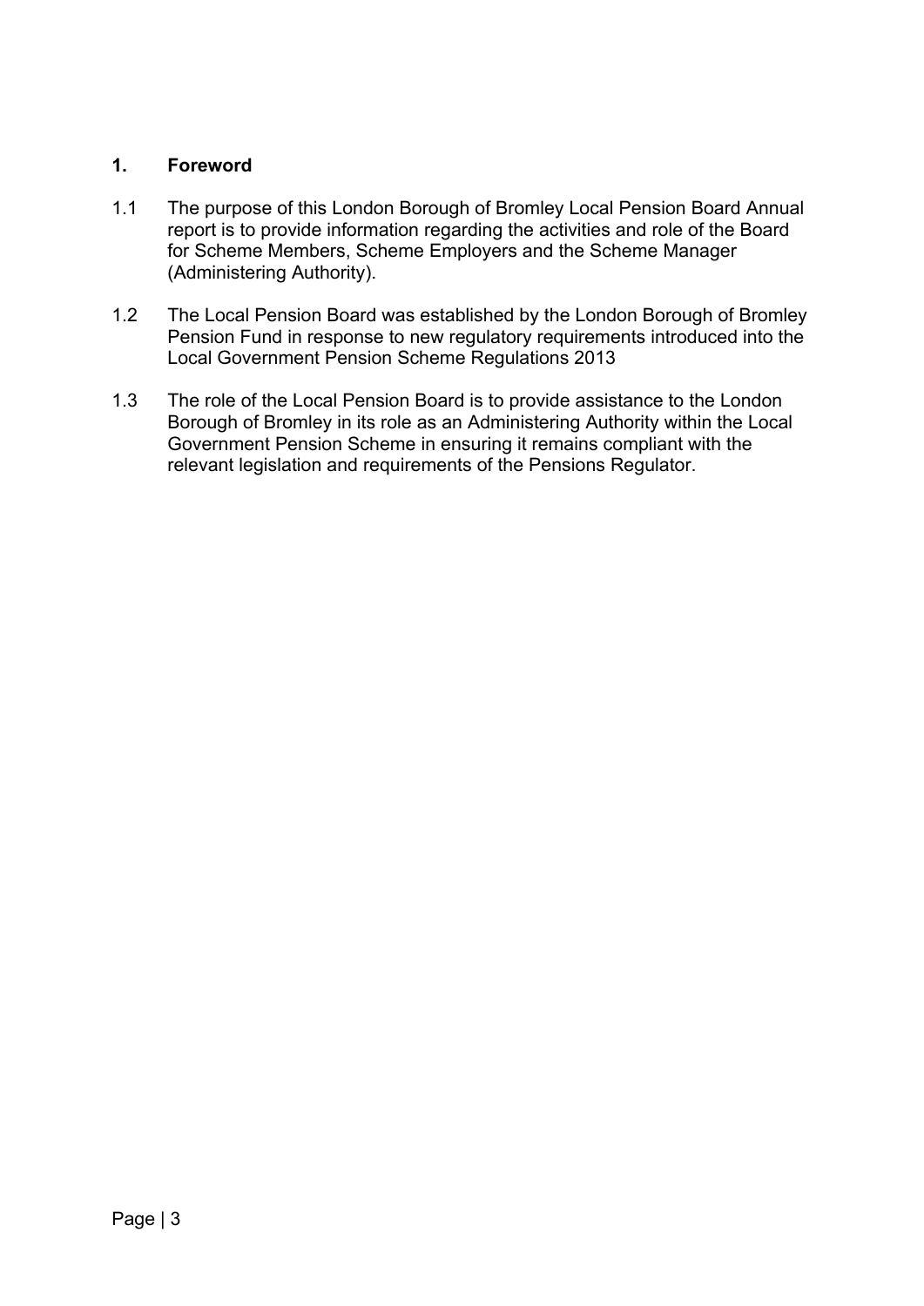## 1. Foreword

1.1 The purpose of this London Borough of Bromley Local Pension Board Annual report is to provide information regarding the activities and role of the Board for Scheme Members, Scheme Employers and the Scheme Manager (Administering Authority).

1.2 The Local Pension Board was established by the London Borough of Bromley Pension Fund in response to new regulatory requirements introduced into the Local Government Pension Scheme Regulations 2013

1.3 The role of the Local Pension Board is to provide assistance to the London Borough of Bromley in its role as an Administering Authority within the Local Government Pension Scheme in ensuring it remains compliant with the relevant legislation and requirements of the Pensions Regulator.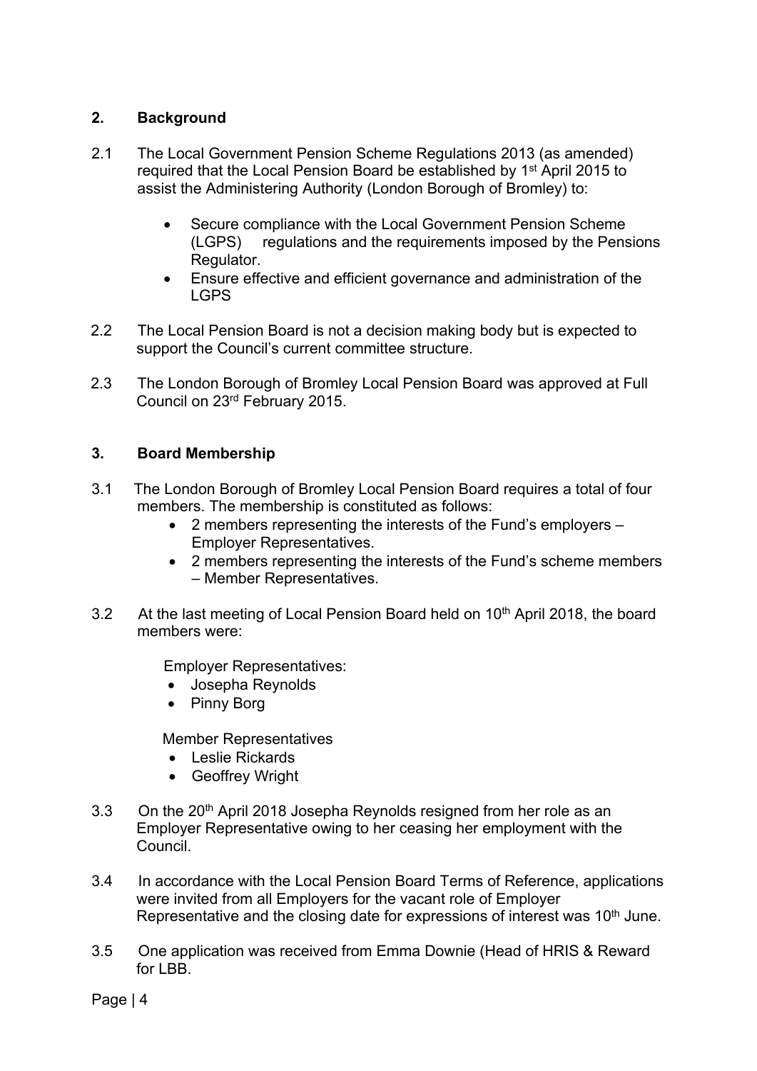## 2. Background

2.1 The Local Government Pension Scheme Regulations 2013 (as amended) required that the Local Pension Board be established by 1st April 2015 to assist the Administering Authority (London Borough of Bromley) to:

- Secure compliance with the Local Government Pension Scheme (LGPS) regulations and the requirements imposed by the Pensions Regulator.
- Ensure effective and efficient governance and administration of the LGPS

2.2 The Local Pension Board is not a decision making body but is expected to support the Council's current committee structure.

2.3 The London Borough of Bromley Local Pension Board was approved at Full Council on 23rd February 2015.

## 3. Board Membership

3.1 The London Borough of Bromley Local Pension Board requires a total of four members. The membership is constituted as follows:

- 2 members representing the interests of the Fund's employers – Employer Representatives.
- 2 members representing the interests of the Fund's scheme members – Member Representatives.

3.2 At the last meeting of Local Pension Board held on 10th April 2018, the board members were:

Employer Representatives:

- Josepha Reynolds
- Pinny Borg

Member Representatives

- Leslie Rickards
- Geoffrey Wright

3.3 On the 20th April 2018 Josepha Reynolds resigned from her role as an Employer Representative owing to her ceasing her employment with the Council.

3.4 In accordance with the Local Pension Board Terms of Reference, applications were invited from all Employers for the vacant role of Employer Representative and the closing date for expressions of interest was 10th June.

3.5 One application was received from Emma Downie (Head of HRIS & Reward for LBB.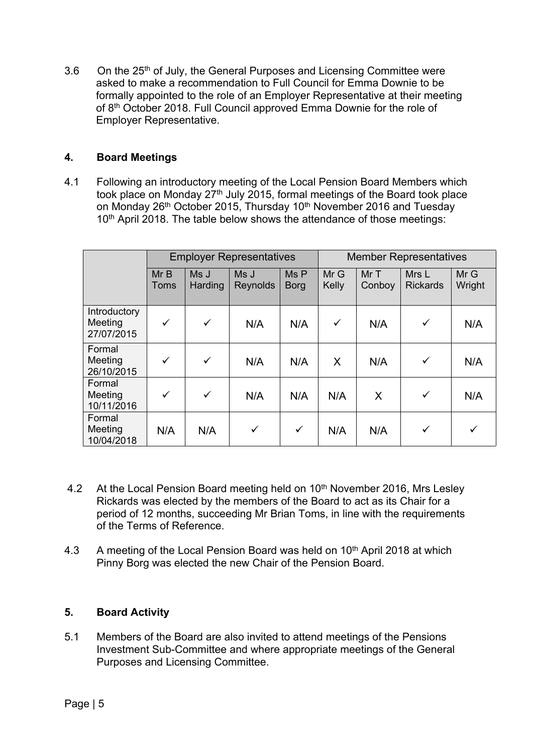3.6 On the 25th of July, the General Purposes and Licensing Committee were asked to make a recommendation to Full Council for Emma Downie to be formally appointed to the role of an Employer Representative at their meeting of 8th October 2018. Full Council approved Emma Downie for the role of Employer Representative.

## 4. Board Meetings

4.1 Following an introductory meeting of the Local Pension Board Members which took place on Monday 27th July 2015, formal meetings of the Board took place on Monday 26th October 2015, Thursday 10th November 2016 and Tuesday 10th April 2018. The table below shows the attendance of those meetings:

| | Employer Representatives | | | | Member Representatives | | | |
|---|---|---|---|---|---|---|---|---|
| | Mr B Toms | Ms J Harding | Ms J Reynolds | Ms P Borg | Mr G Kelly | Mr T Conboy | Mrs L Rickards | Mr G Wright |
| Introductory Meeting 27/07/2015 | ✓ | ✓ | N/A | N/A | ✓ | N/A | ✓ | N/A |
| Formal Meeting 26/10/2015 | ✓ | ✓ | N/A | N/A | X | N/A | ✓ | N/A |
| Formal Meeting 10/11/2016 | ✓ | ✓ | N/A | N/A | N/A | X | ✓ | N/A |
| Formal Meeting 10/04/2018 | N/A | N/A | ✓ | ✓ | N/A | N/A | ✓ | ✓ |

4.2 At the Local Pension Board meeting held on 10th November 2016, Mrs Lesley Rickards was elected by the members of the Board to act as its Chair for a period of 12 months, succeeding Mr Brian Toms, in line with the requirements of the Terms of Reference.

4.3 A meeting of the Local Pension Board was held on 10th April 2018 at which Pinny Borg was elected the new Chair of the Pension Board.

## 5. Board Activity

5.1 Members of the Board are also invited to attend meetings of the Pensions Investment Sub-Committee and where appropriate meetings of the General Purposes and Licensing Committee.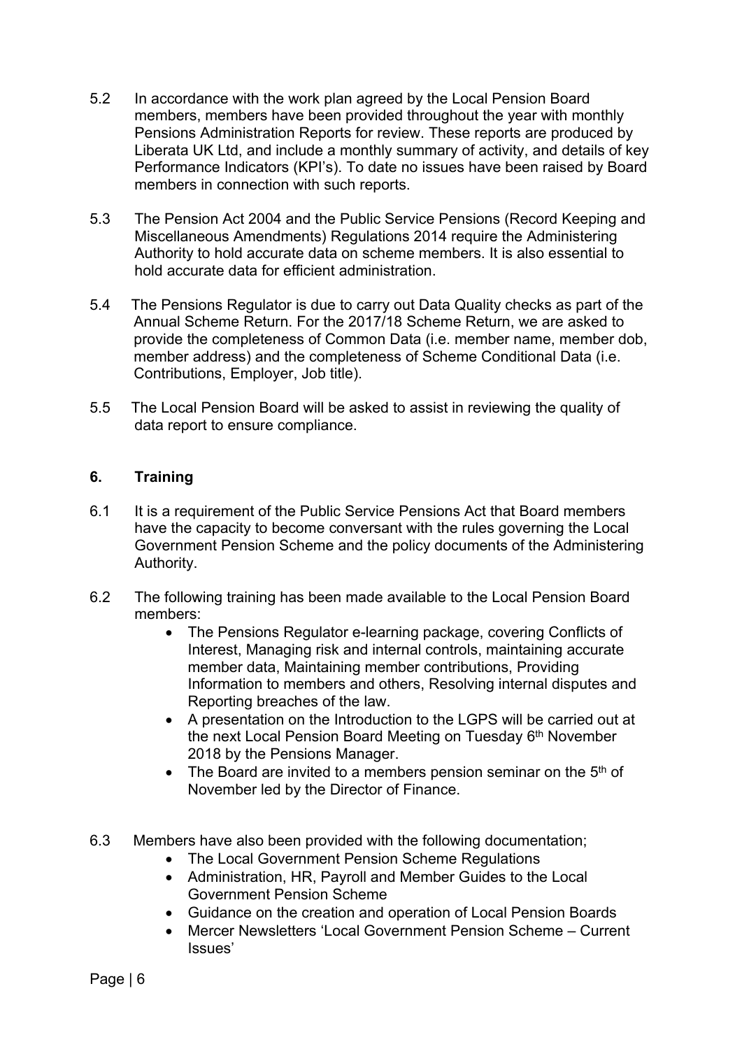5.2 In accordance with the work plan agreed by the Local Pension Board members, members have been provided throughout the year with monthly Pensions Administration Reports for review. These reports are produced by Liberata UK Ltd, and include a monthly summary of activity, and details of key Performance Indicators (KPI's). To date no issues have been raised by Board members in connection with such reports.

5.3 The Pension Act 2004 and the Public Service Pensions (Record Keeping and Miscellaneous Amendments) Regulations 2014 require the Administering Authority to hold accurate data on scheme members. It is also essential to hold accurate data for efficient administration.

5.4 The Pensions Regulator is due to carry out Data Quality checks as part of the Annual Scheme Return. For the 2017/18 Scheme Return, we are asked to provide the completeness of Common Data (i.e. member name, member dob, member address) and the completeness of Scheme Conditional Data (i.e. Contributions, Employer, Job title).

5.5 The Local Pension Board will be asked to assist in reviewing the quality of data report to ensure compliance.

## 6. Training

6.1 It is a requirement of the Public Service Pensions Act that Board members have the capacity to become conversant with the rules governing the Local Government Pension Scheme and the policy documents of the Administering Authority.

6.2 The following training has been made available to the Local Pension Board members:

- The Pensions Regulator e-learning package, covering Conflicts of Interest, Managing risk and internal controls, maintaining accurate member data, Maintaining member contributions, Providing Information to members and others, Resolving internal disputes and Reporting breaches of the law.
- A presentation on the Introduction to the LGPS will be carried out at the next Local Pension Board Meeting on Tuesday 6th November 2018 by the Pensions Manager.
- The Board are invited to a members pension seminar on the 5th of November led by the Director of Finance.

6.3 Members have also been provided with the following documentation;

- The Local Government Pension Scheme Regulations
- Administration, HR, Payroll and Member Guides to the Local Government Pension Scheme
- Guidance on the creation and operation of Local Pension Boards
- Mercer Newsletters 'Local Government Pension Scheme – Current Issues'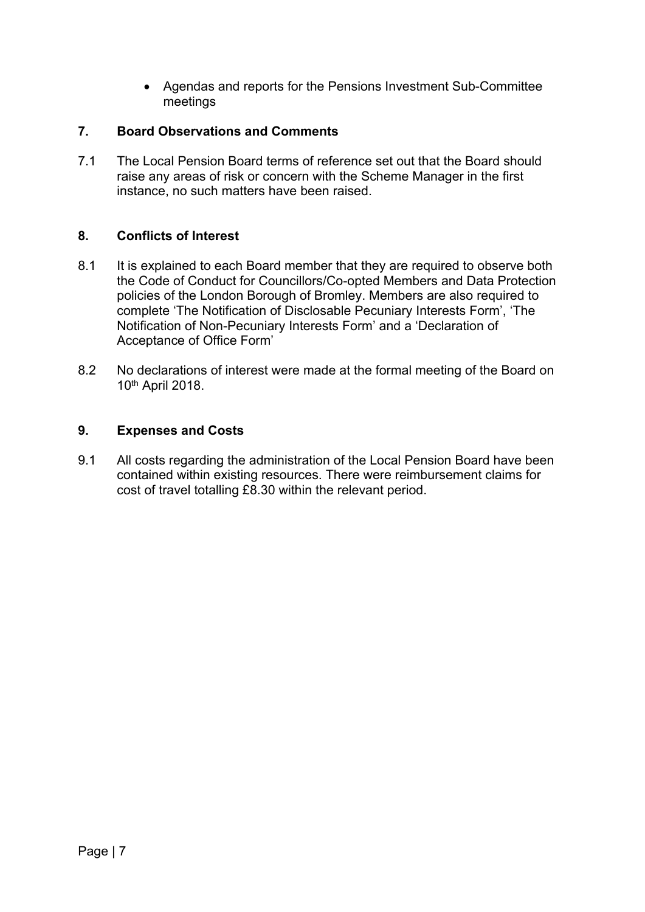- Agendas and reports for the Pensions Investment Sub-Committee meetings

## 7. Board Observations and Comments

7.1 The Local Pension Board terms of reference set out that the Board should raise any areas of risk or concern with the Scheme Manager in the first instance, no such matters have been raised.

## 8. Conflicts of Interest

8.1 It is explained to each Board member that they are required to observe both the Code of Conduct for Councillors/Co-opted Members and Data Protection policies of the London Borough of Bromley. Members are also required to complete 'The Notification of Disclosable Pecuniary Interests Form', 'The Notification of Non-Pecuniary Interests Form' and a 'Declaration of Acceptance of Office Form'

8.2 No declarations of interest were made at the formal meeting of the Board on 10th April 2018.

## 9. Expenses and Costs

9.1 All costs regarding the administration of the Local Pension Board have been contained within existing resources. There were reimbursement claims for cost of travel totalling £8.30 within the relevant period.